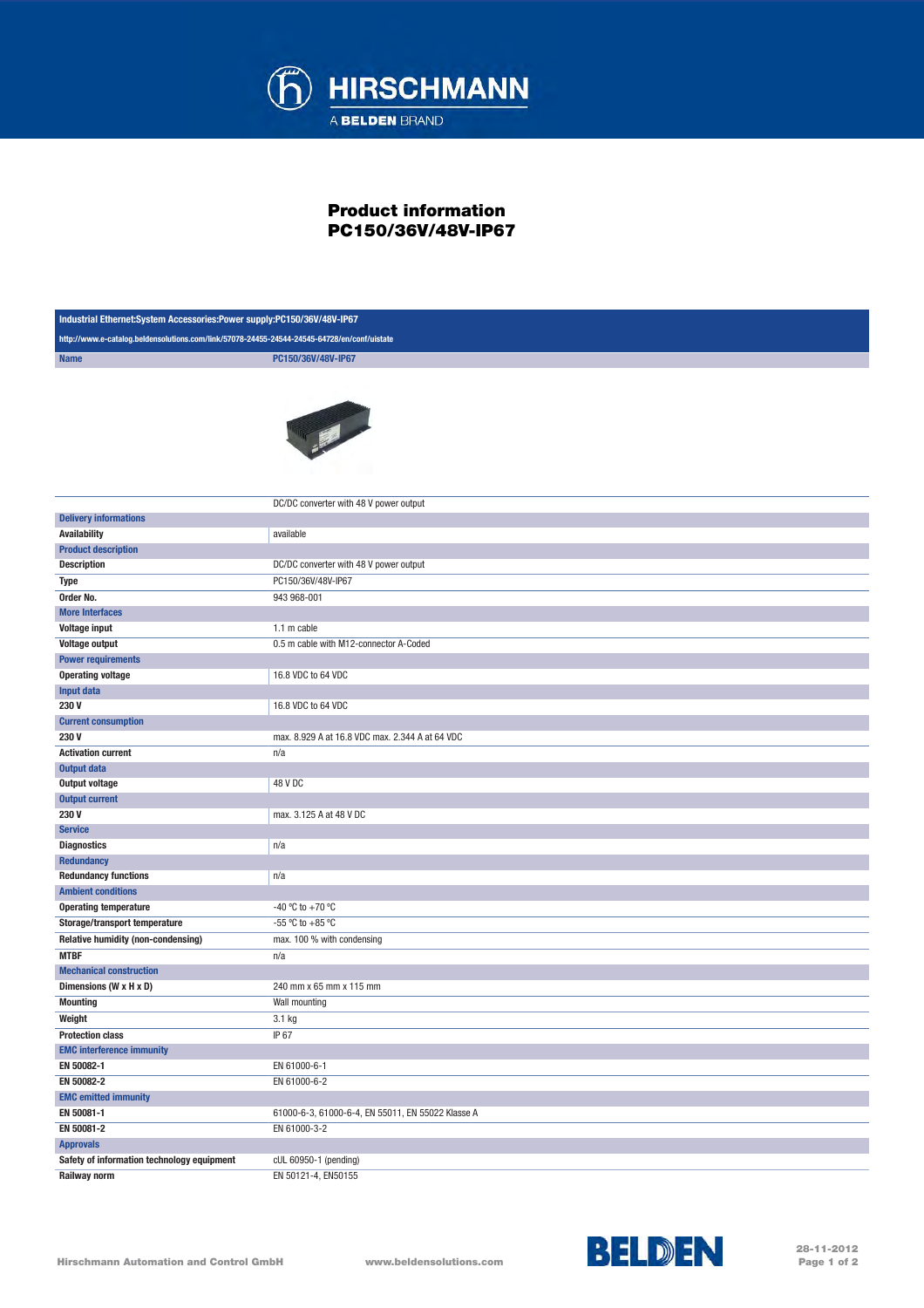# Product information
# PC150/36V/48V-IP67

| Industrial Ethernet:System Accessories:Power supply:PC150/36V/48V-IP67 | |
|---|---|
| http://www.e-catalog.beldensolutions.com/link/57078-24455-24544-24545-64728/en/conf/uistate | |
| **Name** | PC150/36V/48V-IP67 |

| | DC/DC converter with 48 V power output |
|---|---|
| **Delivery informations** | |
| **Availability** | available |
| **Product description** | |
| **Description** | DC/DC converter with 48 V power output |
| **Type** | PC150/36V/48V-IP67 |
| **Order No.** | 943 968-001 |
| **More Interfaces** | |
| **Voltage input** | 1.1 m cable |
| **Voltage output** | 0.5 m cable with M12-connector A-Coded |
| **Power requirements** | |
| **Operating voltage** | 16.8 VDC to 64 VDC |
| **Input data** | |
| **230 V** | 16.8 VDC to 64 VDC |
| **Current consumption** | |
| **230 V** | max. 8.929 A at 16.8 VDC max. 2.344 A at 64 VDC |
| **Activation current** | n/a |
| **Output data** | |
| **Output voltage** | 48 V DC |
| **Output current** | |
| **230 V** | max. 3.125 A at 48 V DC |
| **Service** | |
| **Diagnostics** | n/a |
| **Redundancy** | |
| **Redundancy functions** | n/a |
| **Ambient conditions** | |
| **Operating temperature** | -40 °C to +70 °C |
| **Storage/transport temperature** | -55 °C to +85 °C |
| **Relative humidity (non-condensing)** | max. 100 % with condensing |
| **MTBF** | n/a |
| **Mechanical construction** | |
| **Dimensions (W x H x D)** | 240 mm x 65 mm x 115 mm |
| **Mounting** | Wall mounting |
| **Weight** | 3.1 kg |
| **Protection class** | IP 67 |
| **EMC interference immunity** | |
| **EN 50082-1** | EN 61000-6-1 |
| **EN 50082-2** | EN 61000-6-2 |
| **EMC emitted immunity** | |
| **EN 50081-1** | 61000-6-3, 61000-6-4, EN 55011, EN 55022 Klasse A |
| **EN 50081-2** | EN 61000-3-2 |
| **Approvals** | |
| **Safety of information technology equipment** | cUL 60950-1 (pending) |
| **Railway norm** | EN 50121-4, EN50155 |

Hirschmann Automation and Control GmbH www.beldensolutions.com 28-11-2012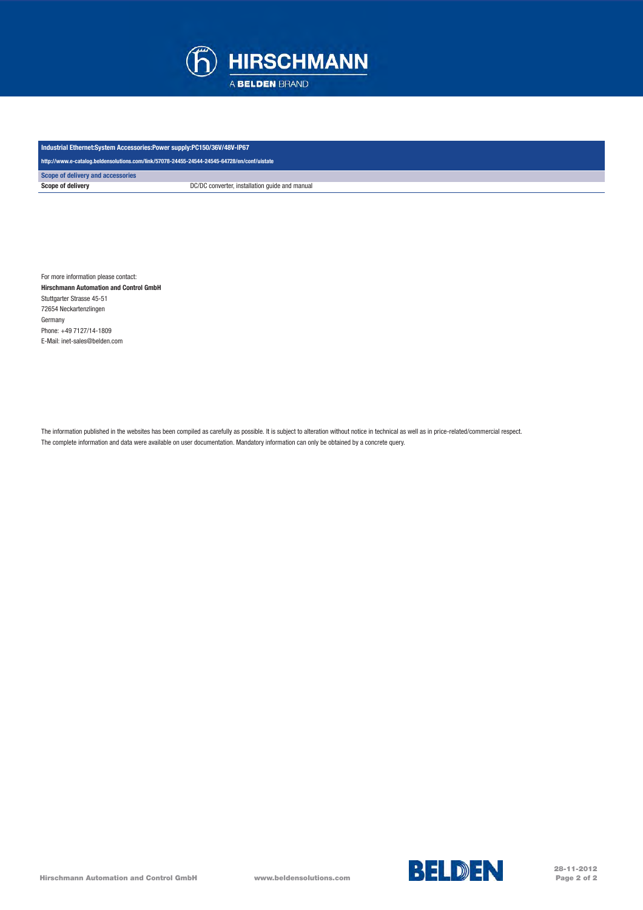**Industrial Ethernet:System Accessories:Power supply:PC150/36V/48V-IP67**

http://www.e-catalog.beldensolutions.com/link/57078-24455-24544-24545-64728/en/conf/uistate

| Scope of delivery and accessories | |
|---|---|
| **Scope of delivery** | DC/DC converter, installation guide and manual |

For more information please contact:
**Hirschmann Automation and Control GmbH**
Stuttgarter Strasse 45-51
72654 Neckartenzlingen
Germany
Phone: +49 7127/14-1809
E-Mail: inet-sales@belden.com

The information published in the websites has been compiled as carefully as possible. It is subject to alteration without notice in technical as well as in price-related/commercial respect.
The complete information and data were available on user documentation. Mandatory information can only be obtained by a concrete query.